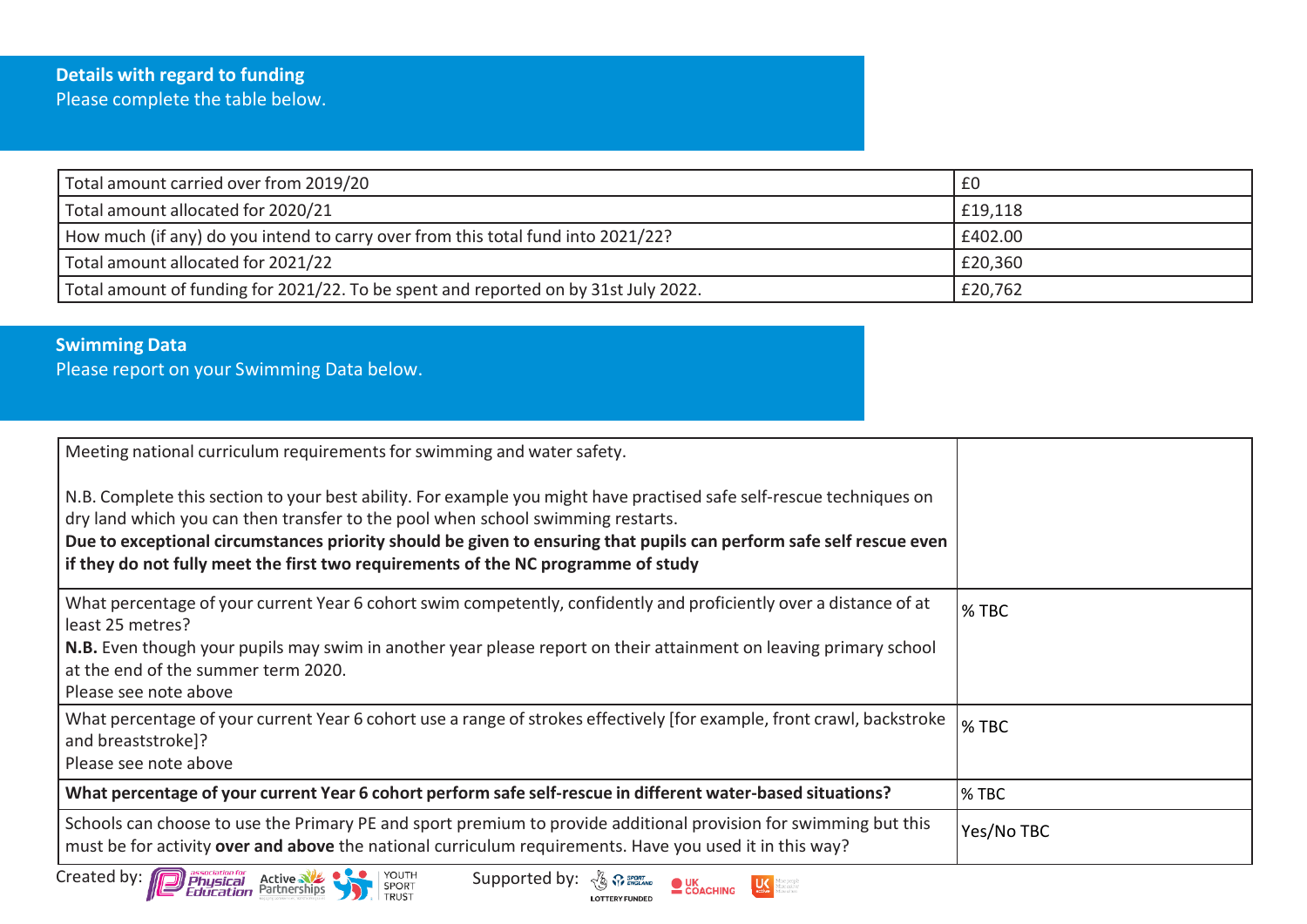## Details with regard to funding

Please complete the table below.

| | |
|---|---|
| Total amount carried over from 2019/20 | £0 |
| Total amount allocated for 2020/21 | £19,118 |
| How much (if any) do you intend to carry over from this total fund into 2021/22? | £402.00 |
| Total amount allocated for 2021/22 | £20,360 |
| Total amount of funding for 2021/22. To be spent and reported on by 31st July 2022. | £20,762 |

## Swimming Data

Please report on your Swimming Data below.

| | |
|---|---|
| Meeting national curriculum requirements for swimming and water safety.<br><br>N.B. Complete this section to your best ability. For example you might have practised safe self-rescue techniques on dry land which you can then transfer to the pool when school swimming restarts.<br>**Due to exceptional circumstances priority should be given to ensuring that pupils can perform safe self rescue even if they do not fully meet the first two requirements of the NC programme of study** | |
| What percentage of your current Year 6 cohort swim competently, confidently and proficiently over a distance of at least 25 metres?<br>**N.B.** Even though your pupils may swim in another year please report on their attainment on leaving primary school at the end of the summer term 2020.<br>Please see note above | % TBC |
| What percentage of your current Year 6 cohort use a range of strokes effectively [for example, front crawl, backstroke and breaststroke]?<br>Please see note above | % TBC |
| **What percentage of your current Year 6 cohort perform safe self-rescue in different water-based situations?** | % TBC |
| Schools can choose to use the Primary PE and sport premium to provide additional provision for swimming but this must be for activity **over and above** the national curriculum requirements. Have you used it in this way? | Yes/No TBC |

Created by: association for Physical Education, Active Partnerships, Youth Sport Trust    Supported by: Sport England (Lottery Funded), UK Coaching, UK Active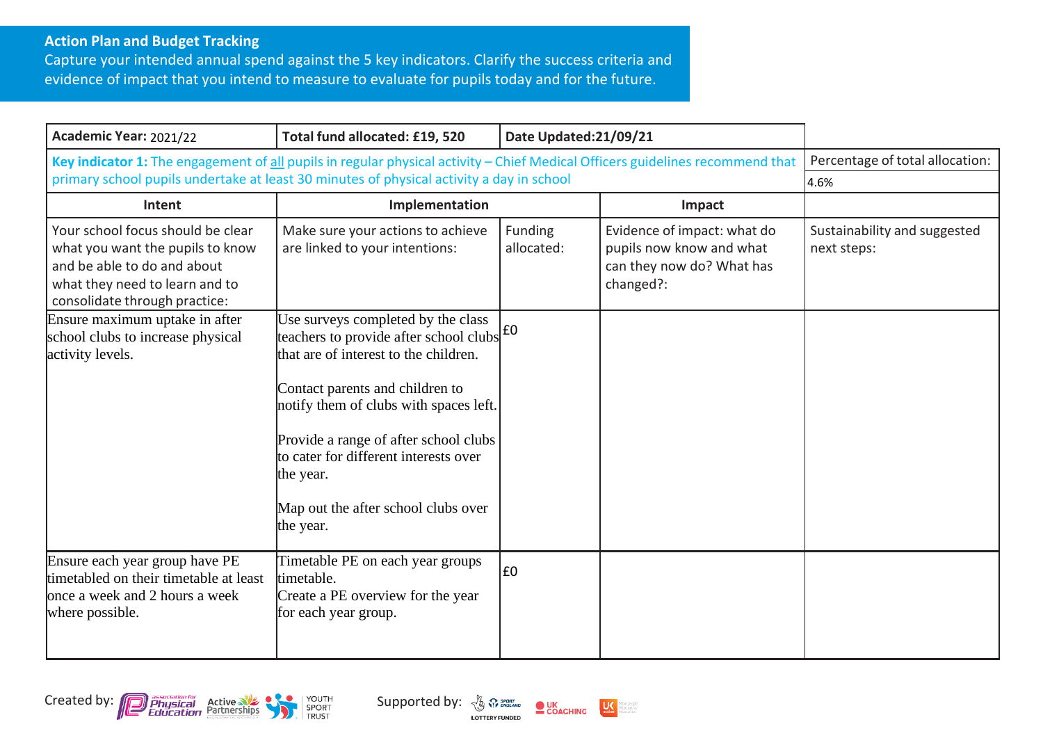## Action Plan and Budget Tracking

Capture your intended annual spend against the 5 key indicators. Clarify the success criteria and evidence of impact that you intend to measure to evaluate for pupils today and for the future.

| **Academic Year:** 2021/22 | **Total fund allocated: £19, 520** | **Date Updated:21/09/21** | | |
|---|---|---|---|---|
| **Key indicator 1:** The engagement of all pupils in regular physical activity – Chief Medical Officers guidelines recommend that primary school pupils undertake at least 30 minutes of physical activity a day in school | | | | Percentage of total allocation: 4.6% |
| **Intent** | **Implementation** | | **Impact** | |
| Your school focus should be clear what you want the pupils to know and be able to do and about what they need to learn and to consolidate through practice: | Make sure your actions to achieve are linked to your intentions: | Funding allocated: | Evidence of impact: what do pupils now know and what can they now do? What has changed?: | Sustainability and suggested next steps: |
| Ensure maximum uptake in after school clubs to increase physical activity levels. | Use surveys completed by the class teachers to provide after school clubs that are of interest to the children.<br><br>Contact parents and children to notify them of clubs with spaces left.<br><br>Provide a range of after school clubs to cater for different interests over the year.<br><br>Map out the after school clubs over the year. | £0 | | |
| Ensure each year group have PE timetabled on their timetable at least once a week and 2 hours a week where possible. | Timetable PE on each year groups timetable.<br>Create a PE overview for the year for each year group. | £0 | | |

Created by: Association for Physical Education, Active Partnerships, Youth Sport Trust

Supported by: Sport England, UK Coaching, UK Active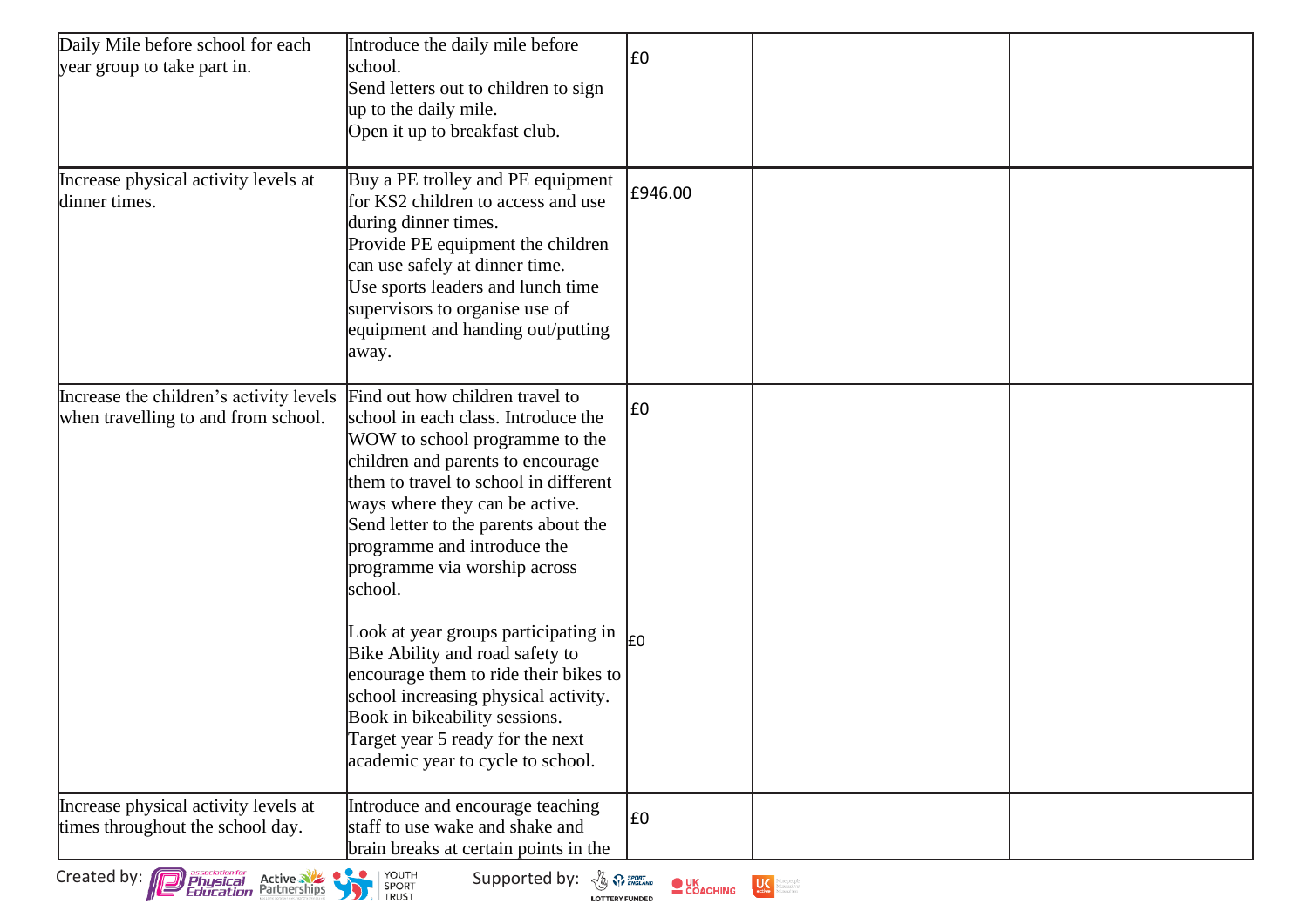| | | | | |
|---|---|---|---|---|
| Daily Mile before school for each year group to take part in. | Introduce the daily mile before school.<br>Send letters out to children to sign up to the daily mile.<br>Open it up to breakfast club. | £0 | | |
| Increase physical activity levels at dinner times. | Buy a PE trolley and PE equipment for KS2 children to access and use during dinner times.<br>Provide PE equipment the children can use safely at dinner time.<br>Use sports leaders and lunch time supervisors to organise use of equipment and handing out/putting away. | £946.00 | | |
| Increase the children's activity levels when travelling to and from school. | Find out how children travel to school in each class. Introduce the WOW to school programme to the children and parents to encourage them to travel to school in different ways where they can be active.<br>Send letter to the parents about the programme and introduce the programme via worship across school.<br><br>Look at year groups participating in Bike Ability and road safety to encourage them to ride their bikes to school increasing physical activity.<br>Book in bikeability sessions.<br>Target year 5 ready for the next academic year to cycle to school. | £0<br><br>£0 | | |
| Increase physical activity levels at times throughout the school day. | Introduce and encourage teaching staff to use wake and shake and brain breaks at certain points in the | £0 | | |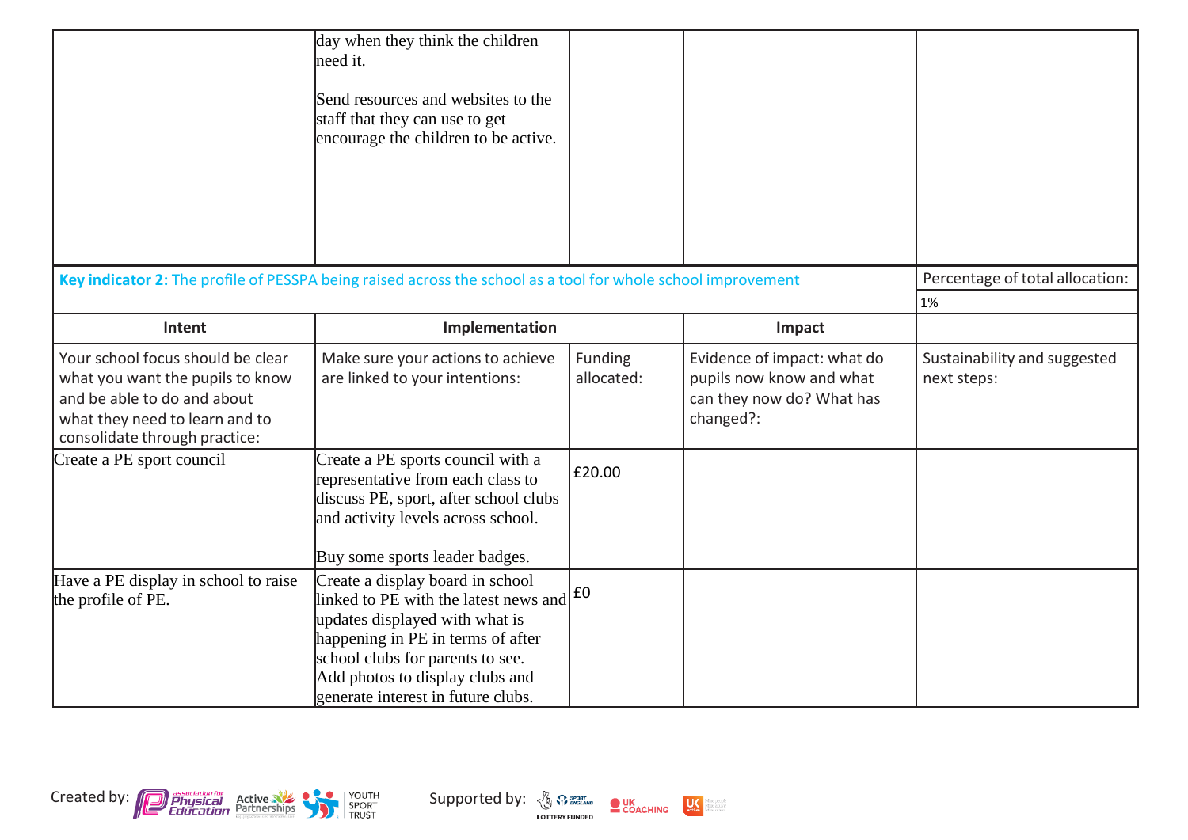| | | | | |
|---|---|---|---|---|
| | day when they think the children need it.<br><br>Send resources and websites to the staff that they can use to get encourage the children to be active. | | | |

| **Key indicator 2:** The profile of PESSPA being raised across the school as a tool for whole school improvement | | | | Percentage of total allocation: |
|---|---|---|---|---|
| | | | | 1% |
| **Intent** | **Implementation** | | **Impact** | |
| Your school focus should be clear what you want the pupils to know and be able to do and about what they need to learn and to consolidate through practice: | Make sure your actions to achieve are linked to your intentions: | Funding allocated: | Evidence of impact: what do pupils now know and what can they now do? What has changed?: | Sustainability and suggested next steps: |
| Create a PE sport council | Create a PE sports council with a representative from each class to discuss PE, sport, after school clubs and activity levels across school.<br><br>Buy some sports leader badges. | £20.00 | | |
| Have a PE display in school to raise the profile of PE. | Create a display board in school linked to PE with the latest news and updates displayed with what is happening in PE in terms of after school clubs for parents to see.<br>Add photos to display clubs and generate interest in future clubs. | £0 | | |

Created by: Association for Physical Education, Active Partnerships, Youth Sport Trust

Supported by: Sport England, Lottery Funded, UK Coaching, UK Active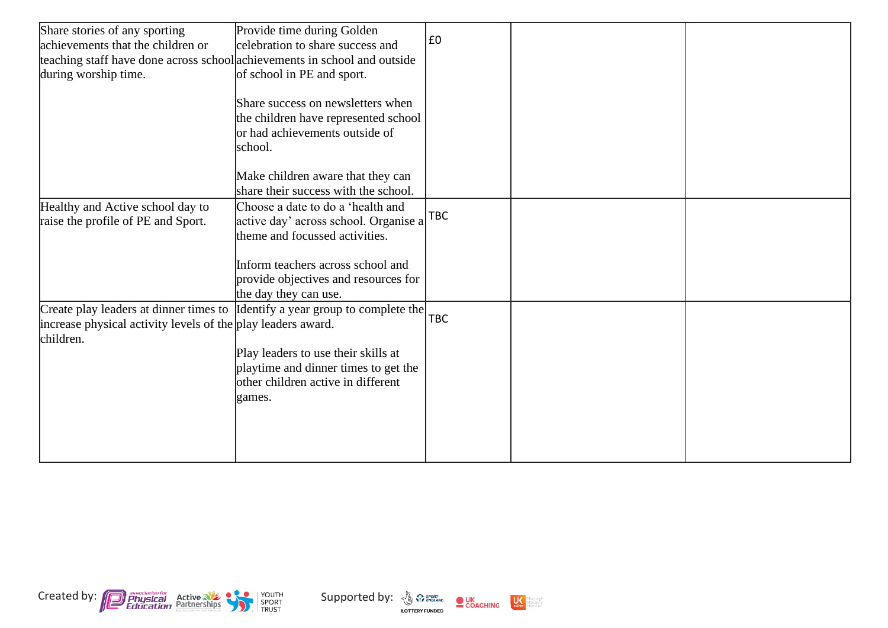| | | | | |
|---|---|---|---|---|
| Share stories of any sporting achievements that the children or teaching staff have done across school during worship time. | Provide time during Golden celebration to share success and achievements in school and outside of school in PE and sport.<br><br>Share success on newsletters when the children have represented school or had achievements outside of school.<br><br>Make children aware that they can share their success with the school. | £0 | | |
| Healthy and Active school day to raise the profile of PE and Sport. | Choose a date to do a 'health and active day' across school. Organise a theme and focussed activities.<br><br>Inform teachers across school and provide objectives and resources for the day they can use. | TBC | | |
| Create play leaders at dinner times to increase physical activity levels of the children. | Identify a year group to complete the play leaders award.<br><br>Play leaders to use their skills at playtime and dinner times to get the other children active in different games. | TBC | | |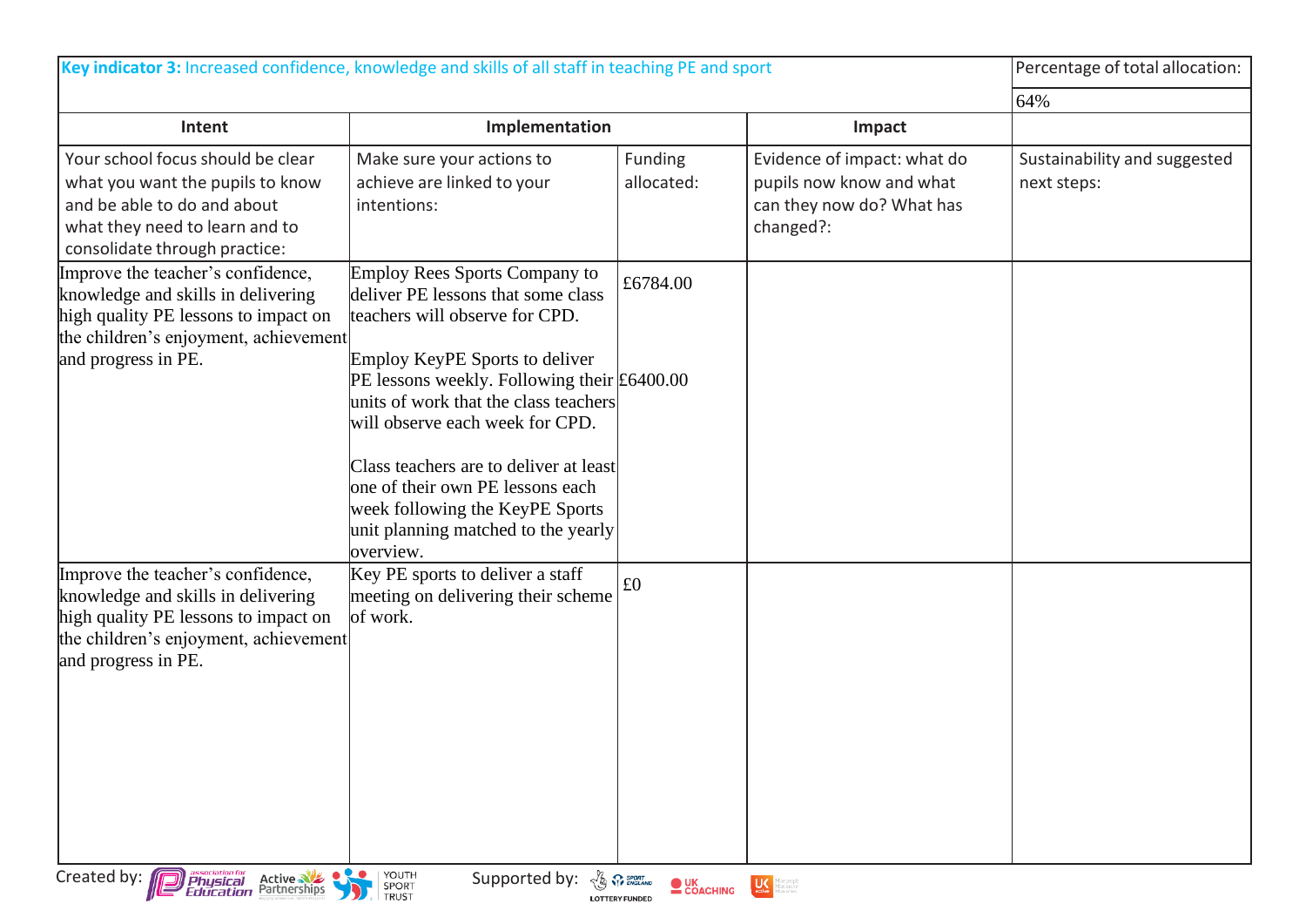| **Key indicator 3:** Increased confidence, knowledge and skills of all staff in teaching PE and sport | | | | Percentage of total allocation: |
|---|---|---|---|---|
| | | | | 64% |
| **Intent** | **Implementation** | | **Impact** | |
| Your school focus should be clear what you want the pupils to know and be able to do and about what they need to learn and to consolidate through practice: | Make sure your actions to achieve are linked to your intentions: | Funding allocated: | Evidence of impact: what do pupils now know and what can they now do? What has changed?: | Sustainability and suggested next steps: |
| Improve the teacher's confidence, knowledge and skills in delivering high quality PE lessons to impact on the children's enjoyment, achievement and progress in PE. | Employ Rees Sports Company to deliver PE lessons that some class teachers will observe for CPD.<br><br>Employ KeyPE Sports to deliver PE lessons weekly. Following their units of work that the class teachers will observe each week for CPD.<br><br>Class teachers are to deliver at least one of their own PE lessons each week following the KeyPE Sports unit planning matched to the yearly overview. | £6784.00<br><br>£6400.00 | | |
| Improve the teacher's confidence, knowledge and skills in delivering high quality PE lessons to impact on the children's enjoyment, achievement and progress in PE. | Key PE sports to deliver a staff meeting on delivering their scheme of work. | £0 | | |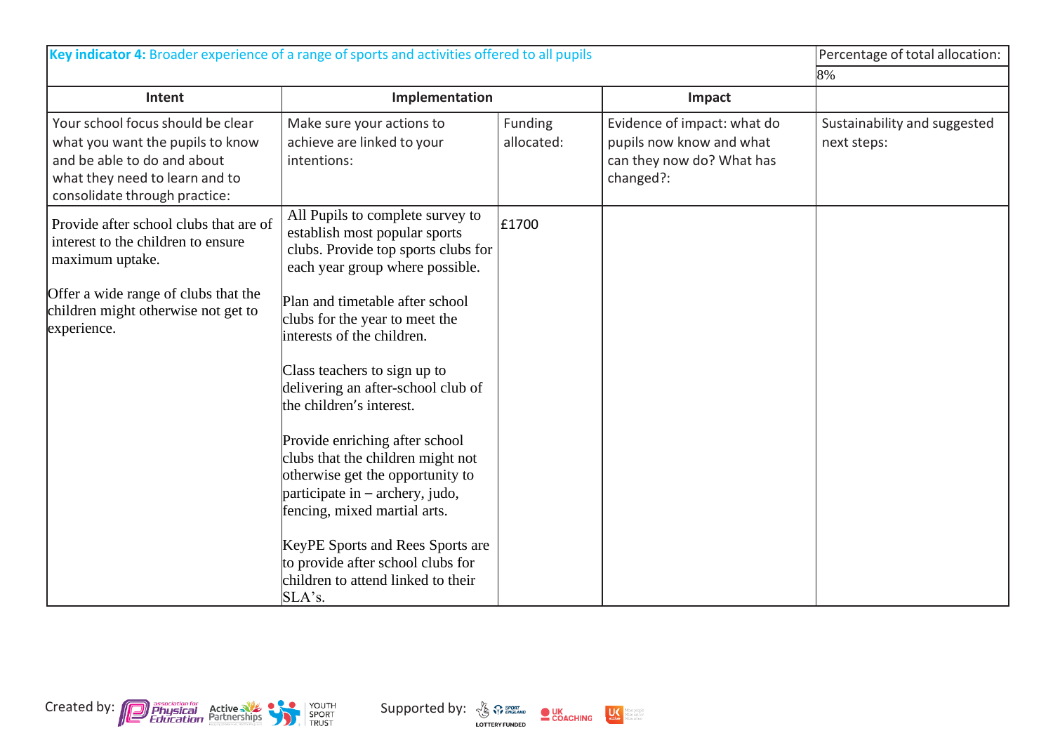| **Key indicator 4:** Broader experience of a range of sports and activities offered to all pupils | | | | Percentage of total allocation: |
|---|---|---|---|---|
| | | | | 8% |
| **Intent** | **Implementation** | | **Impact** | |
| Your school focus should be clear what you want the pupils to know and be able to do and about what they need to learn and to consolidate through practice: | Make sure your actions to achieve are linked to your intentions: | Funding allocated: | Evidence of impact: what do pupils now know and what can they now do? What has changed?: | Sustainability and suggested next steps: |
| Provide after school clubs that are of interest to the children to ensure maximum uptake.<br><br>Offer a wide range of clubs that the children might otherwise not get to experience. | All Pupils to complete survey to establish most popular sports clubs. Provide top sports clubs for each year group where possible.<br><br>Plan and timetable after school clubs for the year to meet the interests of the children.<br><br>Class teachers to sign up to delivering an after-school club of the children's interest.<br><br>Provide enriching after school clubs that the children might not otherwise get the opportunity to participate in – archery, judo, fencing, mixed martial arts.<br><br>KeyPE Sports and Rees Sports are to provide after school clubs for children to attend linked to their SLA's. | £1700 | | |

Created by: Association for Physical Education, Active Partnerships, Youth Sport Trust

Supported by: Sport England (Lottery Funded), UK Coaching, UK Active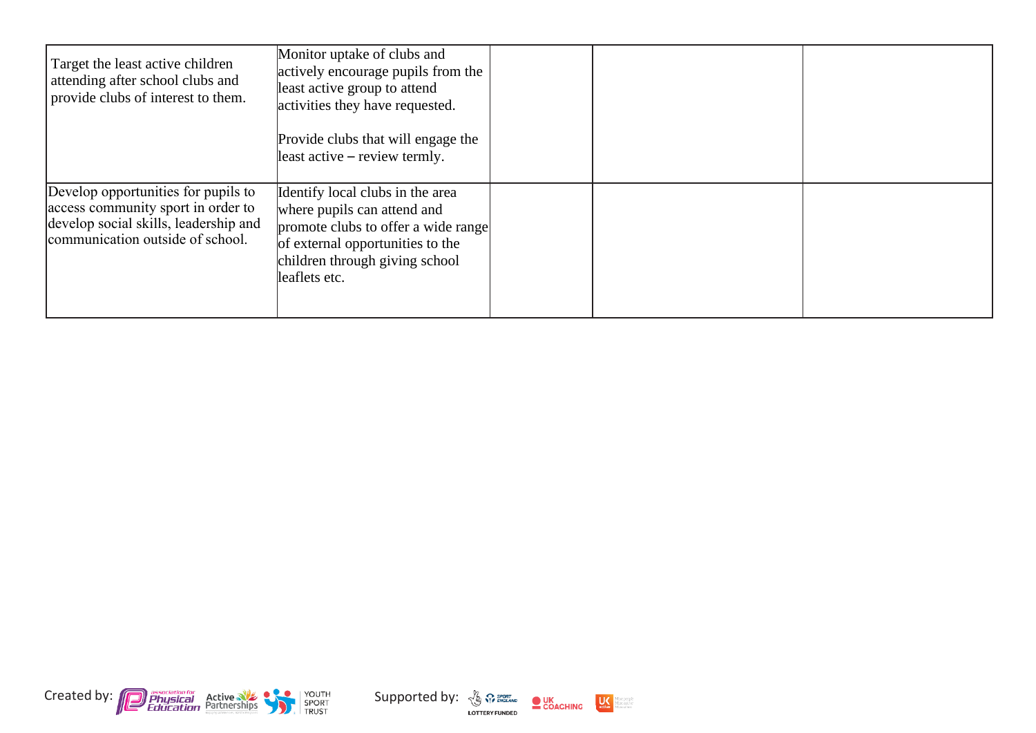| | | | | |
|---|---|---|---|---|
| Target the least active children attending after school clubs and provide clubs of interest to them. | Monitor uptake of clubs and actively encourage pupils from the least active group to attend activities they have requested.<br><br>Provide clubs that will engage the least active – review termly. | | | |
| Develop opportunities for pupils to access community sport in order to develop social skills, leadership and communication outside of school. | Identify local clubs in the area where pupils can attend and promote clubs to offer a wide range of external opportunities to the children through giving school leaflets etc. | | | |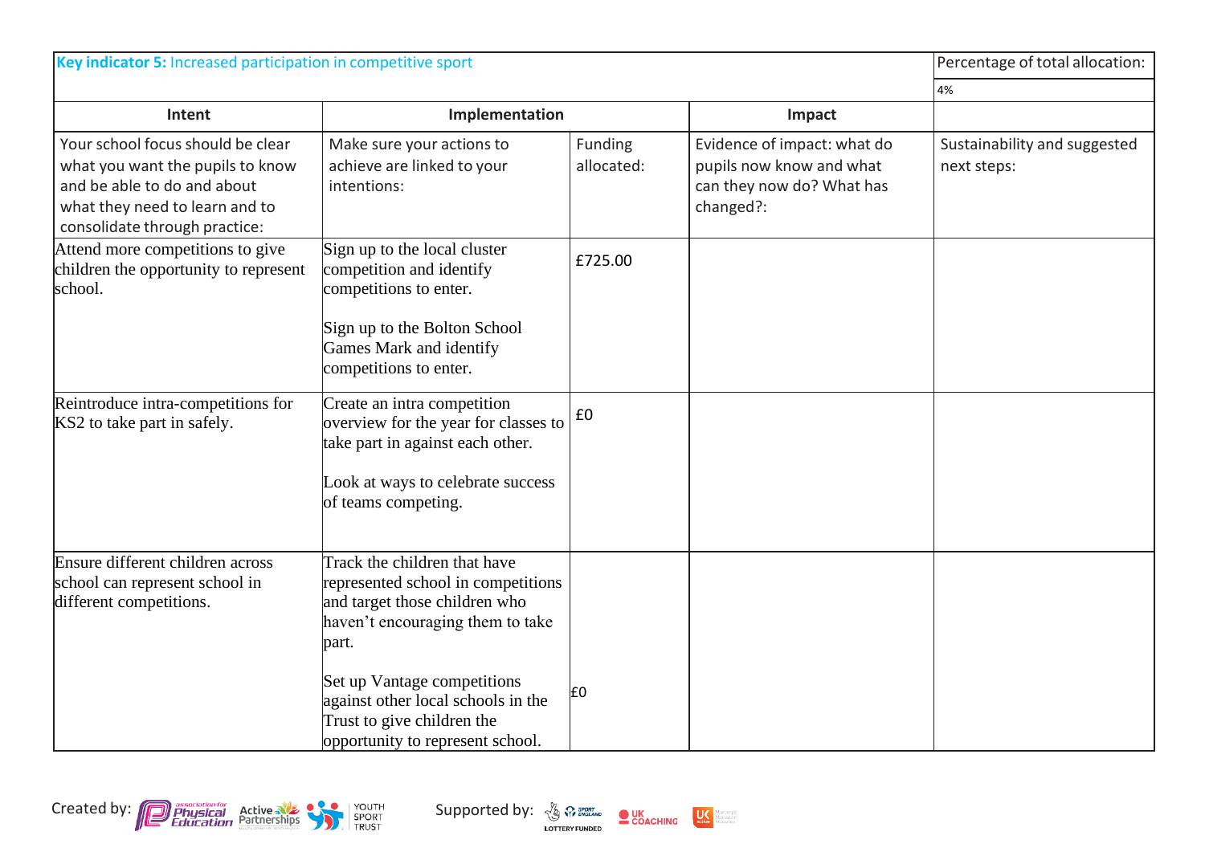| **Key indicator 5:** Increased participation in competitive sport | | | | Percentage of total allocation: |
|---|---|---|---|---|
| | | | | 4% |
| **Intent** | **Implementation** | | **Impact** | |
| Your school focus should be clear what you want the pupils to know and be able to do and about what they need to learn and to consolidate through practice: | Make sure your actions to achieve are linked to your intentions: | Funding allocated: | Evidence of impact: what do pupils now know and what can they now do? What has changed?: | Sustainability and suggested next steps: |
| Attend more competitions to give children the opportunity to represent school. | Sign up to the local cluster competition and identify competitions to enter.<br><br>Sign up to the Bolton School Games Mark and identify competitions to enter. | £725.00 | | |
| Reintroduce intra-competitions for KS2 to take part in safely. | Create an intra competition overview for the year for classes to take part in against each other.<br><br>Look at ways to celebrate success of teams competing. | £0 | | |
| Ensure different children across school can represent school in different competitions. | Track the children that have represented school in competitions and target those children who haven't encouraging them to take part.<br><br>Set up Vantage competitions against other local schools in the Trust to give children the opportunity to represent school. | £0 | | |

Created by: association for Physical Education, Active Partnerships, Youth Sport Trust    Supported by: Sport England, UK Coaching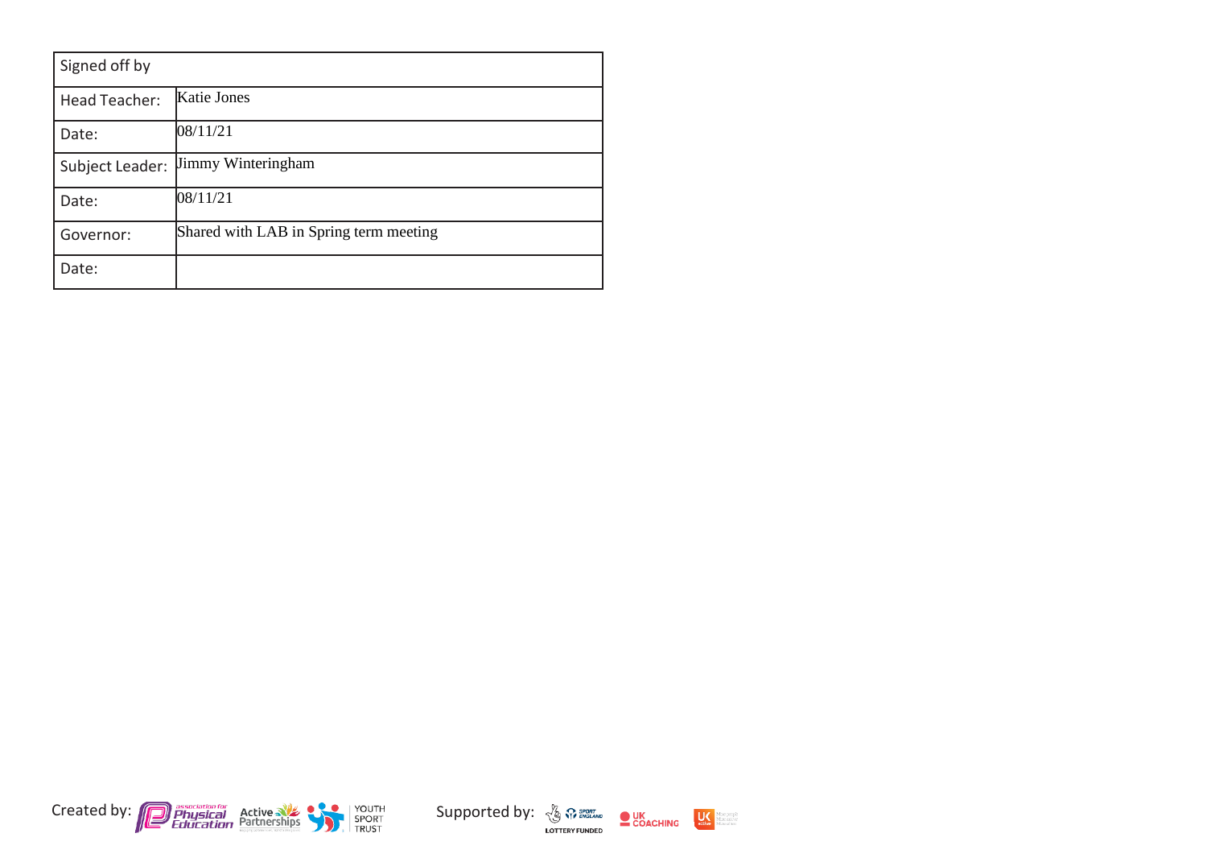| Signed off by | |
|---|---|
| Head Teacher: | Katie Jones |
| Date: | 08/11/21 |
| Subject Leader: | Jimmy Winteringham |
| Date: | 08/11/21 |
| Governor: | Shared with LAB in Spring term meeting |
| Date: | |